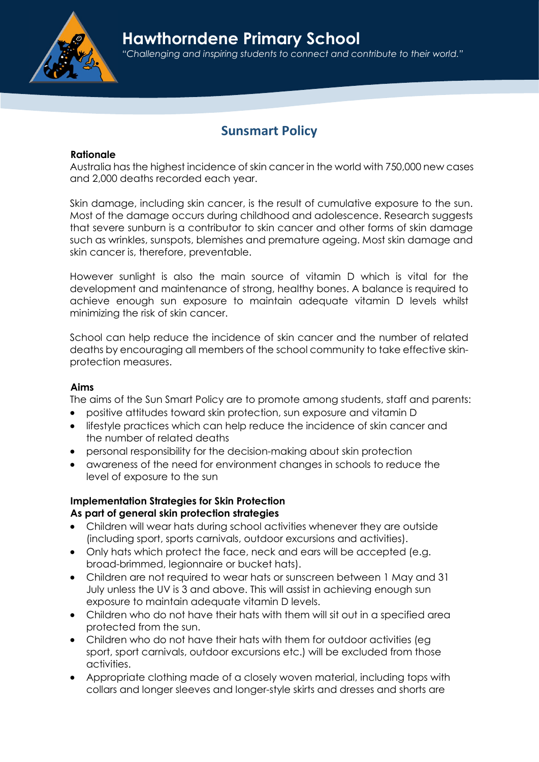# Hawthorndene Primary School

*"Challenging and inspiring students to connect and contribute to their world."*

## Sunsmart Policy

**Rationale**

Australia has the highest incidence of skin cancer in the world with 750,000 new cases and 2,000 deaths recorded each year.

Skin damage, including skin cancer, is the result of cumulative exposure to the sun. Most of the damage occurs during childhood and adolescence. Research suggests that severe sunburn is a contributor to skin cancer and other forms of skin damage such as wrinkles, sunspots, blemishes and premature ageing. Most skin damage and skin cancer is, therefore, preventable.

However sunlight is also the main source of vitamin D which is vital for the development and maintenance of strong, healthy bones. A balance is required to achieve enough sun exposure to maintain adequate vitamin D levels whilst minimizing the risk of skin cancer.

School can help reduce the incidence of skin cancer and the number of related deaths by encouraging all members of the school community to take effective skin-protection measures.

**Aims**

The aims of the Sun Smart Policy are to promote among students, staff and parents:

- positive attitudes toward skin protection, sun exposure and vitamin D
- lifestyle practices which can help reduce the incidence of skin cancer and the number of related deaths
- personal responsibility for the decision-making about skin protection
- awareness of the need for environment changes in schools to reduce the level of exposure to the sun

**Implementation Strategies for Skin Protection**
**As part of general skin protection strategies**

- Children will wear hats during school activities whenever they are outside (including sport, sports carnivals, outdoor excursions and activities).
- Only hats which protect the face, neck and ears will be accepted (e.g. broad-brimmed, legionnaire or bucket hats).
- Children are not required to wear hats or sunscreen between 1 May and 31 July unless the UV is 3 and above. This will assist in achieving enough sun exposure to maintain adequate vitamin D levels.
- Children who do not have their hats with them will sit out in a specified area protected from the sun.
- Children who do not have their hats with them for outdoor activities (eg sport, sport carnivals, outdoor excursions etc.) will be excluded from those activities.
- Appropriate clothing made of a closely woven material, including tops with collars and longer sleeves and longer-style skirts and dresses and shorts are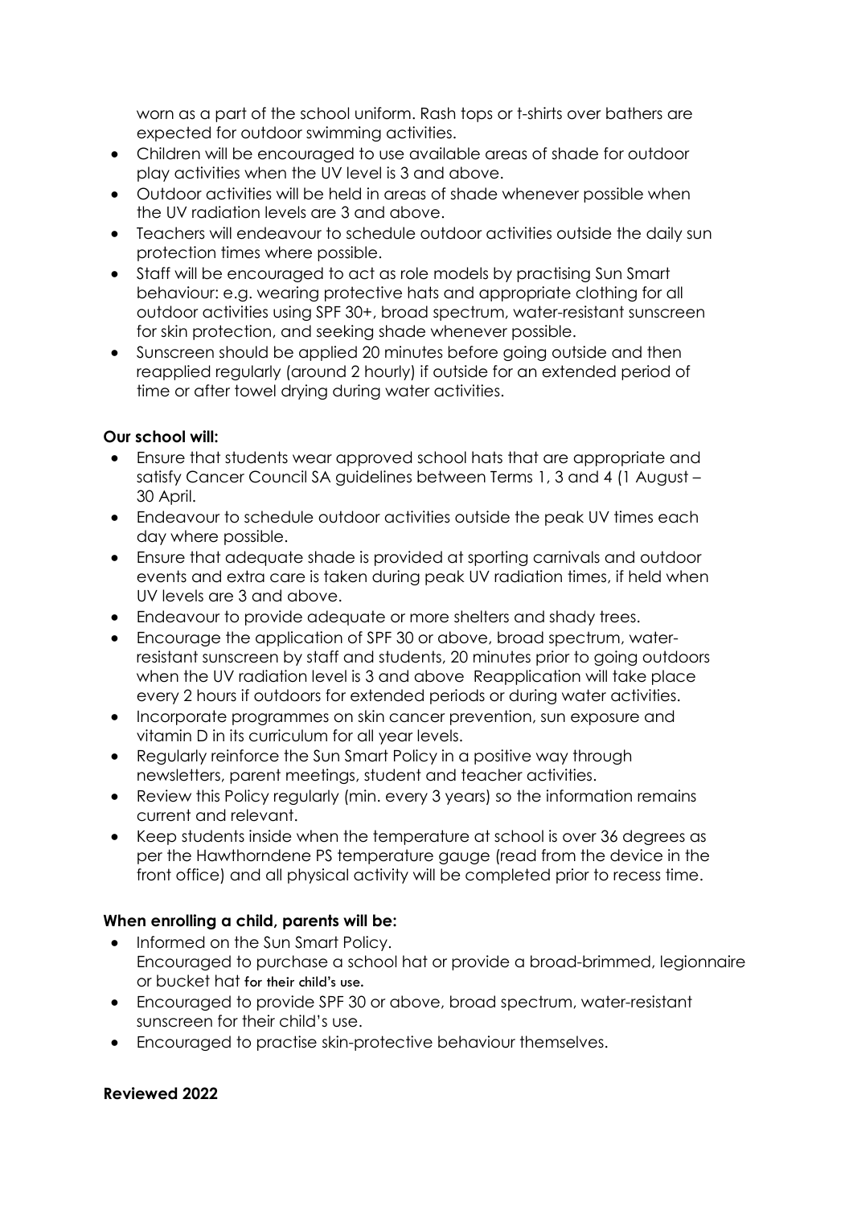worn as a part of the school uniform. Rash tops or t-shirts over bathers are expected for outdoor swimming activities.

- Children will be encouraged to use available areas of shade for outdoor play activities when the UV level is 3 and above.
- Outdoor activities will be held in areas of shade whenever possible when the UV radiation levels are 3 and above.
- Teachers will endeavour to schedule outdoor activities outside the daily sun protection times where possible.
- Staff will be encouraged to act as role models by practising Sun Smart behaviour: e.g. wearing protective hats and appropriate clothing for all outdoor activities using SPF 30+, broad spectrum, water-resistant sunscreen for skin protection, and seeking shade whenever possible.
- Sunscreen should be applied 20 minutes before going outside and then reapplied regularly (around 2 hourly) if outside for an extended period of time or after towel drying during water activities.

**Our school will:**

- Ensure that students wear approved school hats that are appropriate and satisfy Cancer Council SA guidelines between Terms 1, 3 and 4 (1 August – 30 April.
- Endeavour to schedule outdoor activities outside the peak UV times each day where possible.
- Ensure that adequate shade is provided at sporting carnivals and outdoor events and extra care is taken during peak UV radiation times, if held when UV levels are 3 and above.
- Endeavour to provide adequate or more shelters and shady trees.
- Encourage the application of SPF 30 or above, broad spectrum, water-resistant sunscreen by staff and students, 20 minutes prior to going outdoors when the UV radiation level is 3 and above Reapplication will take place every 2 hours if outdoors for extended periods or during water activities.
- Incorporate programmes on skin cancer prevention, sun exposure and vitamin D in its curriculum for all year levels.
- Regularly reinforce the Sun Smart Policy in a positive way through newsletters, parent meetings, student and teacher activities.
- Review this Policy regularly (min. every 3 years) so the information remains current and relevant.
- Keep students inside when the temperature at school is over 36 degrees as per the Hawthorndene PS temperature gauge (read from the device in the front office) and all physical activity will be completed prior to recess time.

**When enrolling a child, parents will be:**

- Informed on the Sun Smart Policy.
  Encouraged to purchase a school hat or provide a broad-brimmed, legionnaire or bucket hat for their child's use.
- Encouraged to provide SPF 30 or above, broad spectrum, water-resistant sunscreen for their child's use.
- Encouraged to practise skin-protective behaviour themselves.

**Reviewed 2022**